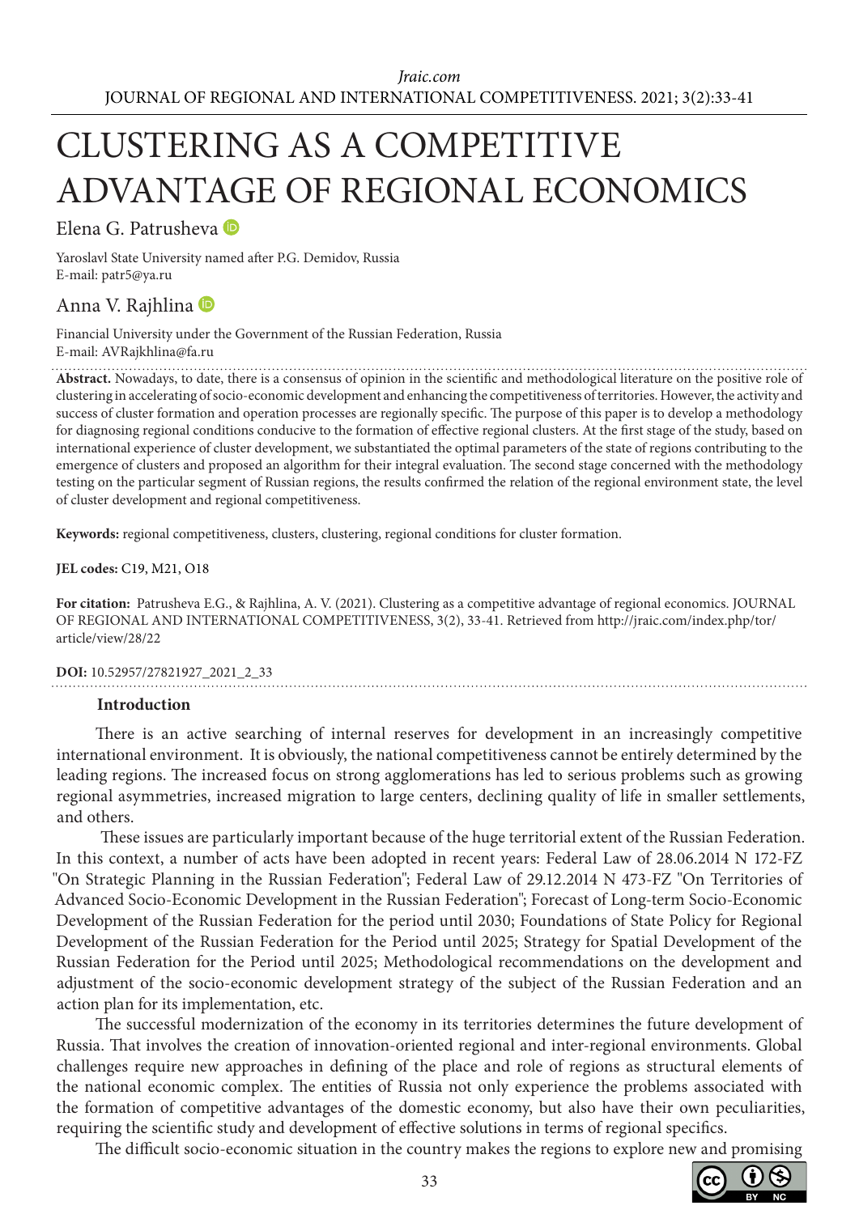# CLUSTERING AS A COMPETITIVE ADVANTAGE OF REGIONAL ECONOMICS

Elena G. Patrusheva

Yaroslavl State University named after P.G. Demidov, Russia
E-mail: patr5@ya.ru

Anna V. Rajhlina

Financial University under the Government of the Russian Federation, Russia
E-mail: AVRajkhlina@fa.ru

**Abstract.** Nowadays, to date, there is a consensus of opinion in the scientific and methodological literature on the positive role of clustering in accelerating of socio-economic development and enhancing the competitiveness of territories. However, the activity and success of cluster formation and operation processes are regionally specific. The purpose of this paper is to develop a methodology for diagnosing regional conditions conducive to the formation of effective regional clusters. At the first stage of the study, based on international experience of cluster development, we substantiated the optimal parameters of the state of regions contributing to the emergence of clusters and proposed an algorithm for their integral evaluation. The second stage concerned with the methodology testing on the particular segment of Russian regions, the results confirmed the relation of the regional environment state, the level of cluster development and regional competitiveness.

**Keywords:** regional competitiveness, clusters, clustering, regional conditions for cluster formation.

**JEL codes:** C19, M21, O18

**For citation:** Patrusheva E.G., & Rajhlina, A. V. (2021). Clustering as a competitive advantage of regional economics. JOURNAL OF REGIONAL AND INTERNATIONAL COMPETITIVENESS, 3(2), 33-41. Retrieved from http://jraic.com/index.php/tor/article/view/28/22

**DOI:** 10.52957/27821927_2021_2_33

## Introduction

There is an active searching of internal reserves for development in an increasingly competitive international environment. It is obviously, the national competitiveness cannot be entirely determined by the leading regions. The increased focus on strong agglomerations has led to serious problems such as growing regional asymmetries, increased migration to large centers, declining quality of life in smaller settlements, and others.

These issues are particularly important because of the huge territorial extent of the Russian Federation. In this context, a number of acts have been adopted in recent years: Federal Law of 28.06.2014 N 172-FZ "On Strategic Planning in the Russian Federation"; Federal Law of 29.12.2014 N 473-FZ "On Territories of Advanced Socio-Economic Development in the Russian Federation"; Forecast of Long-term Socio-Economic Development of the Russian Federation for the period until 2030; Foundations of State Policy for Regional Development of the Russian Federation for the Period until 2025; Strategy for Spatial Development of the Russian Federation for the Period until 2025; Methodological recommendations on the development and adjustment of the socio-economic development strategy of the subject of the Russian Federation and an action plan for its implementation, etc.

The successful modernization of the economy in its territories determines the future development of Russia. That involves the creation of innovation-oriented regional and inter-regional environments. Global challenges require new approaches in defining of the place and role of regions as structural elements of the national economic complex. The entities of Russia not only experience the problems associated with the formation of competitive advantages of the domestic economy, but also have their own peculiarities, requiring the scientific study and development of effective solutions in terms of regional specifics.

The difficult socio-economic situation in the country makes the regions to explore new and promising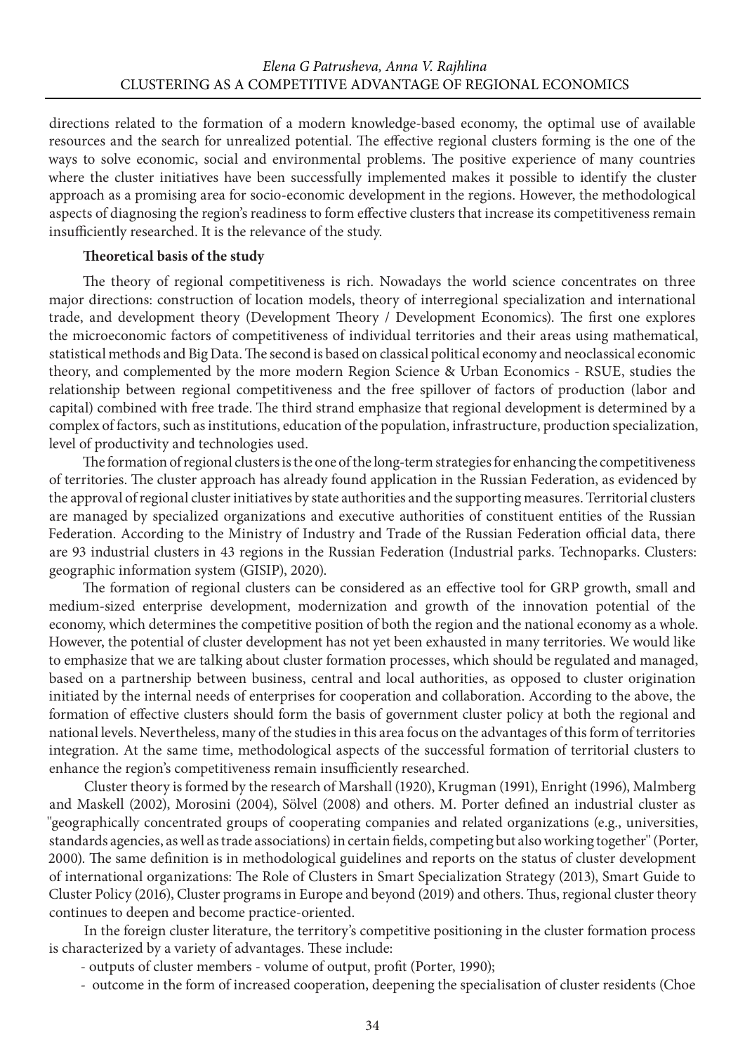directions related to the formation of a modern knowledge-based economy, the optimal use of available resources and the search for unrealized potential. The effective regional clusters forming is the one of the ways to solve economic, social and environmental problems. The positive experience of many countries where the cluster initiatives have been successfully implemented makes it possible to identify the cluster approach as a promising area for socio-economic development in the regions. However, the methodological aspects of diagnosing the region's readiness to form effective clusters that increase its competitiveness remain insufficiently researched. It is the relevance of the study.

**Theoretical basis of the study**

The theory of regional competitiveness is rich. Nowadays the world science concentrates on three major directions: construction of location models, theory of interregional specialization and international trade, and development theory (Development Theory / Development Economics). The first one explores the microeconomic factors of competitiveness of individual territories and their areas using mathematical, statistical methods and Big Data. The second is based on classical political economy and neoclassical economic theory, and complemented by the more modern Region Science & Urban Economics - RSUE, studies the relationship between regional competitiveness and the free spillover of factors of production (labor and capital) combined with free trade. The third strand emphasize that regional development is determined by a complex of factors, such as institutions, education of the population, infrastructure, production specialization, level of productivity and technologies used.

The formation of regional clusters is the one of the long-term strategies for enhancing the competitiveness of territories. The cluster approach has already found application in the Russian Federation, as evidenced by the approval of regional cluster initiatives by state authorities and the supporting measures. Territorial clusters are managed by specialized organizations and executive authorities of constituent entities of the Russian Federation. According to the Ministry of Industry and Trade of the Russian Federation official data, there are 93 industrial clusters in 43 regions in the Russian Federation (Industrial parks. Technoparks. Clusters: geographic information system (GISIP), 2020).

The formation of regional clusters can be considered as an effective tool for GRP growth, small and medium-sized enterprise development, modernization and growth of the innovation potential of the economy, which determines the competitive position of both the region and the national economy as a whole. However, the potential of cluster development has not yet been exhausted in many territories. We would like to emphasize that we are talking about cluster formation processes, which should be regulated and managed, based on a partnership between business, central and local authorities, as opposed to cluster origination initiated by the internal needs of enterprises for cooperation and collaboration. According to the above, the formation of effective clusters should form the basis of government cluster policy at both the regional and national levels. Nevertheless, many of the studies in this area focus on the advantages of this form of territories integration. At the same time, methodological aspects of the successful formation of territorial clusters to enhance the region's competitiveness remain insufficiently researched.

Cluster theory is formed by the research of Marshall (1920), Krugman (1991), Enright (1996), Malmberg and Maskell (2002), Morosini (2004), Sölvel (2008) and others. M. Porter defined an industrial cluster as "geographically concentrated groups of cooperating companies and related organizations (e.g., universities, standards agencies, as well as trade associations) in certain fields, competing but also working together" (Porter, 2000). The same definition is in methodological guidelines and reports on the status of cluster development of international organizations: The Role of Clusters in Smart Specialization Strategy (2013), Smart Guide to Cluster Policy (2016), Cluster programs in Europe and beyond (2019) and others. Thus, regional cluster theory continues to deepen and become practice-oriented.

In the foreign cluster literature, the territory's competitive positioning in the cluster formation process is characterized by a variety of advantages. These include:

- outputs of cluster members - volume of output, profit (Porter, 1990);
- outcome in the form of increased cooperation, deepening the specialisation of cluster residents (Choe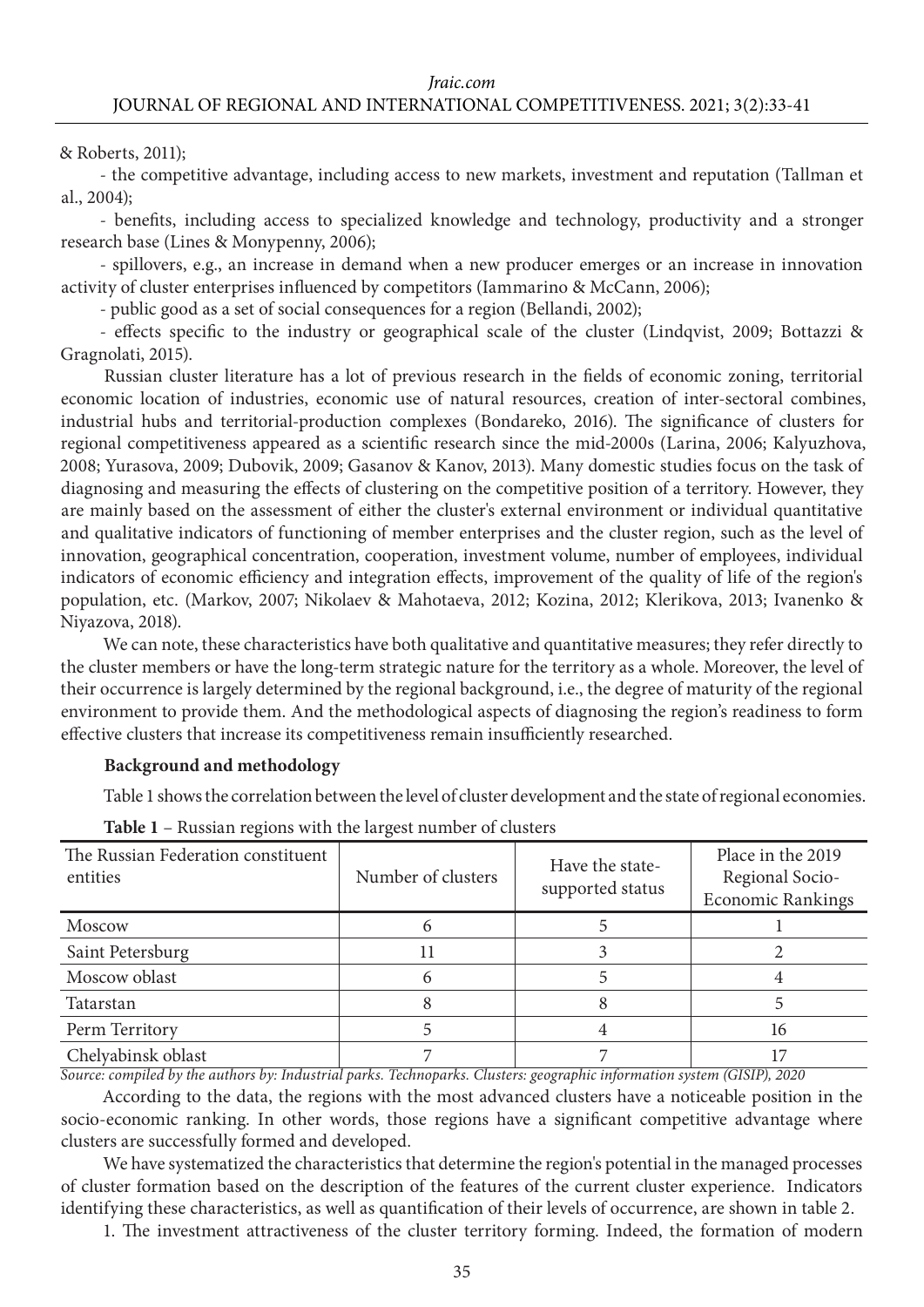& Roberts, 2011);

- the competitive advantage, including access to new markets, investment and reputation (Tallman et al., 2004);
- benefits, including access to specialized knowledge and technology, productivity and a stronger research base (Lines & Monypenny, 2006);
- spillovers, e.g., an increase in demand when a new producer emerges or an increase in innovation activity of cluster enterprises influenced by competitors (Iammarino & McCann, 2006);
- public good as a set of social consequences for a region (Bellandi, 2002);
- effects specific to the industry or geographical scale of the cluster (Lindqvist, 2009; Bottazzi & Gragnolati, 2015).

Russian cluster literature has a lot of previous research in the fields of economic zoning, territorial economic location of industries, economic use of natural resources, creation of inter-sectoral combines, industrial hubs and territorial-production complexes (Bondareko, 2016). The significance of clusters for regional competitiveness appeared as a scientific research since the mid-2000s (Larina, 2006; Kalyuzhova, 2008; Yurasova, 2009; Dubovik, 2009; Gasanov & Kanov, 2013). Many domestic studies focus on the task of diagnosing and measuring the effects of clustering on the competitive position of a territory. However, they are mainly based on the assessment of either the cluster's external environment or individual quantitative and qualitative indicators of functioning of member enterprises and the cluster region, such as the level of innovation, geographical concentration, cooperation, investment volume, number of employees, individual indicators of economic efficiency and integration effects, improvement of the quality of life of the region's population, etc. (Markov, 2007; Nikolaev & Mahotaeva, 2012; Kozina, 2012; Klerikova, 2013; Ivanenko & Niyazova, 2018).

We can note, these characteristics have both qualitative and quantitative measures; they refer directly to the cluster members or have the long-term strategic nature for the territory as a whole. Moreover, the level of their occurrence is largely determined by the regional background, i.e., the degree of maturity of the regional environment to provide them. And the methodological aspects of diagnosing the region's readiness to form effective clusters that increase its competitiveness remain insufficiently researched.

**Background and methodology**

Table 1 shows the correlation between the level of cluster development and the state of regional economies.

**Table 1** – Russian regions with the largest number of clusters

| The Russian Federation constituent entities | Number of clusters | Have the state-supported status | Place in the 2019 Regional Socio-Economic Rankings |
|---|---|---|---|
| Moscow | 6 | 5 | 1 |
| Saint Petersburg | 11 | 3 | 2 |
| Moscow oblast | 6 | 5 | 4 |
| Tatarstan | 8 | 8 | 5 |
| Perm Territory | 5 | 4 | 16 |
| Chelyabinsk oblast | 7 | 7 | 17 |

*Source: compiled by the authors by: Industrial parks. Technoparks. Clusters: geographic information system (GISIP), 2020*

According to the data, the regions with the most advanced clusters have a noticeable position in the socio-economic ranking. In other words, those regions have a significant competitive advantage where clusters are successfully formed and developed.

We have systematized the characteristics that determine the region's potential in the managed processes of cluster formation based on the description of the features of the current cluster experience. Indicators identifying these characteristics, as well as quantification of their levels of occurrence, are shown in table 2.

1. The investment attractiveness of the cluster territory forming. Indeed, the formation of modern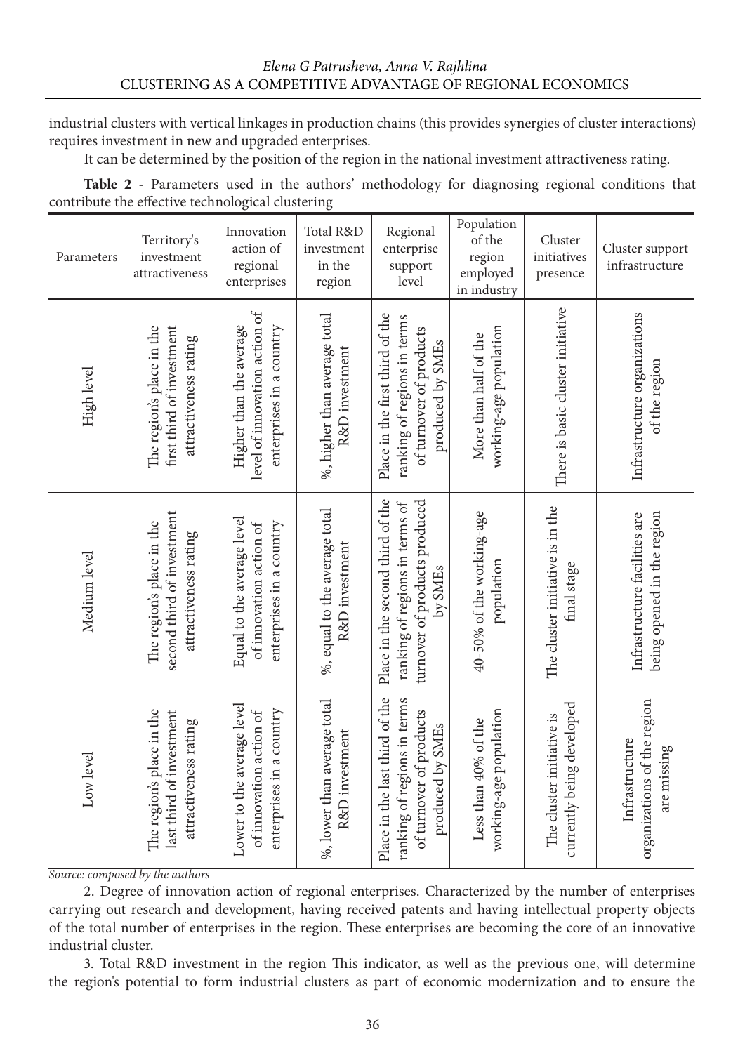industrial clusters with vertical linkages in production chains (this provides synergies of cluster interactions) requires investment in new and upgraded enterprises.

It can be determined by the position of the region in the national investment attractiveness rating.

**Table 2** - Parameters used in the authors' methodology for diagnosing regional conditions that contribute the effective technological clustering

| Parameters | Territory's investment attractiveness | Innovation action of regional enterprises | Total R&D investment in the region | Regional enterprise support level | Population of the region employed in industry | Cluster initiatives presence | Cluster support infrastructure |
|---|---|---|---|---|---|---|---|
| High level | The region's place in the first third of investment attractiveness rating | Higher than the average level of innovation action of enterprises in a country | %, higher than average total R&D investment | Place in the first third of the ranking of regions in terms of turnover of products produced by SMEs | More than half of the working-age population | There is basic cluster initiative | Infrastructure organizations of the region |
| Medium level | The region's place in the second third of investment attractiveness rating | Equal to the average level of innovation action of enterprises in a country | %, equal to the average total R&D investment | Place in the second third of the ranking of regions in terms of turnover of products produced by SMEs | 40-50% of the working-age population | The cluster initiative is in the final stage | Infrastructure facilities are being opened in the region |
| Low level | The region's place in the last third of investment attractiveness rating | Lower to the average level of innovation action of enterprises in a country | %, lower than average total R&D investment | Place in the last third of the ranking of regions in terms of turnover of products produced by SMEs | Less than 40% of the working-age population | The cluster initiative is currently being developed | Infrastructure organizations of the region are missing |

*Source: composed by the authors*

2. Degree of innovation action of regional enterprises. Characterized by the number of enterprises carrying out research and development, having received patents and having intellectual property objects of the total number of enterprises in the region. These enterprises are becoming the core of an innovative industrial cluster.

3. Total R&D investment in the region This indicator, as well as the previous one, will determine the region's potential to form industrial clusters as part of economic modernization and to ensure the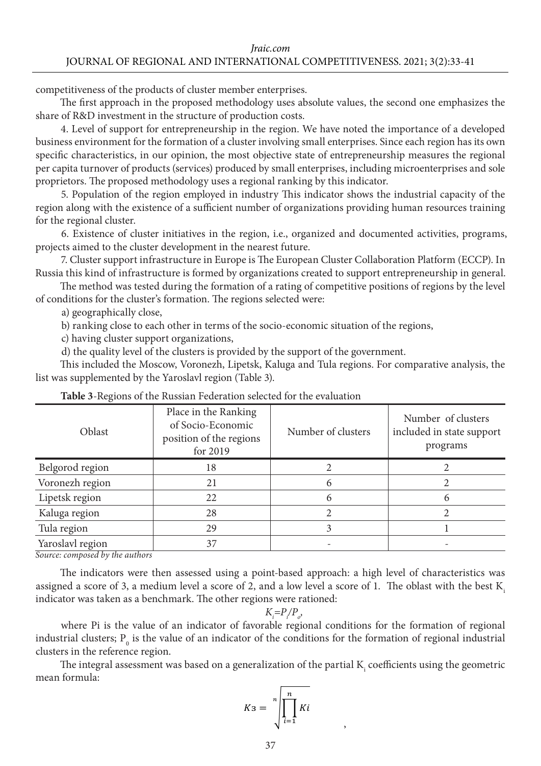competitiveness of the products of cluster member enterprises.

The first approach in the proposed methodology uses absolute values, the second one emphasizes the share of R&D investment in the structure of production costs.

4. Level of support for entrepreneurship in the region. We have noted the importance of a developed business environment for the formation of a cluster involving small enterprises. Since each region has its own specific characteristics, in our opinion, the most objective state of entrepreneurship measures the regional per capita turnover of products (services) produced by small enterprises, including microenterprises and sole proprietors. The proposed methodology uses a regional ranking by this indicator.

5. Population of the region employed in industry This indicator shows the industrial capacity of the region along with the existence of a sufficient number of organizations providing human resources training for the regional cluster.

6. Existence of cluster initiatives in the region, i.e., organized and documented activities, programs, projects aimed to the cluster development in the nearest future.

7. Cluster support infrastructure in Europe is The European Cluster Collaboration Platform (ECCP). In Russia this kind of infrastructure is formed by organizations created to support entrepreneurship in general.

The method was tested during the formation of a rating of competitive positions of regions by the level of conditions for the cluster's formation. The regions selected were:

a) geographically close,

b) ranking close to each other in terms of the socio-economic situation of the regions,

c) having cluster support organizations,

d) the quality level of the clusters is provided by the support of the government.

This included the Moscow, Voronezh, Lipetsk, Kaluga and Tula regions. For comparative analysis, the list was supplemented by the Yaroslavl region (Table 3).

**Table 3**-Regions of the Russian Federation selected for the evaluation

| Oblast | Place in the Ranking of Socio-Economic position of the regions for 2019 | Number of clusters | Number of clusters included in state support programs |
|---|---|---|---|
| Belgorod region | 18 | 2 | 2 |
| Voronezh region | 21 | 6 | 2 |
| Lipetsk region | 22 | 6 | 6 |
| Kaluga region | 28 | 2 | 2 |
| Tula region | 29 | 3 | 1 |
| Yaroslavl region | 37 | - | - |

*Source: composed by the authors*

The indicators were then assessed using a point-based approach: a high level of characteristics was assigned a score of 3, a medium level a score of 2, and a low level a score of 1. The oblast with the best $K_i$ indicator was taken as a benchmark. The other regions were rationed:

$$K_i = P_i / P_o,$$

where Pi is the value of an indicator of favorable regional conditions for the formation of regional industrial clusters; $P_0$ is the value of an indicator of the conditions for the formation of regional industrial clusters in the reference region.

The integral assessment was based on a generalization of the partial $K_i$ coefficients using the geometric mean formula:

$$K з = \sqrt[n]{\prod_{i=1}^{n} Ki},$$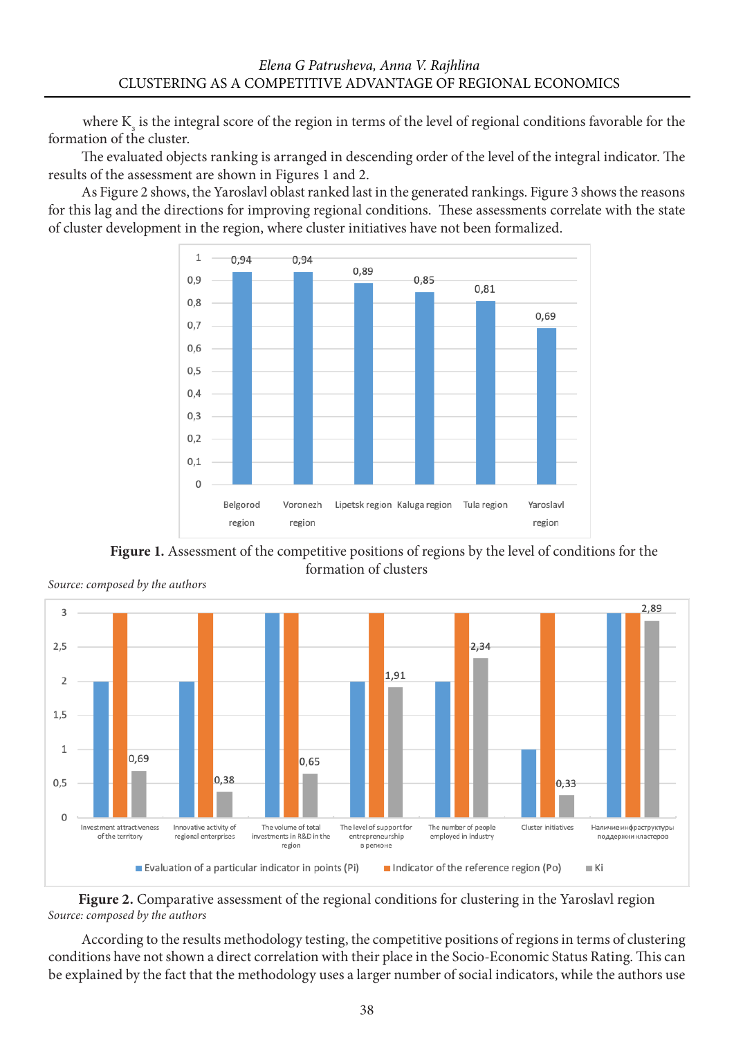where $K_3$ is the integral score of the region in terms of the level of regional conditions favorable for the formation of the cluster.

The evaluated objects ranking is arranged in descending order of the level of the integral indicator. The results of the assessment are shown in Figures 1 and 2.

As Figure 2 shows, the Yaroslavl oblast ranked last in the generated rankings. Figure 3 shows the reasons for this lag and the directions for improving regional conditions. These assessments correlate with the state of cluster development in the region, where cluster initiatives have not been formalized.

| Region | Value |
|---|---|
| Belgorod region | 0,94 |
| Voronezh region | 0,94 |
| Lipetsk region | 0,89 |
| Kaluga region | 0,85 |
| Tula region | 0,81 |
| Yaroslavl region | 0,69 |

**Figure 1.** Assessment of the competitive positions of regions by the level of conditions for the formation of clusters

*Source: composed by the authors*

| Indicator | Evaluation of a particular indicator in points (Pi) | Indicator of the reference region (Po) | Ki |
|---|---|---|---|
| Investment attractiveness of the territory | 2 | 3 | 0,69 |
| Innovative activity of regional enterprises | 2 | 3 | 0,38 |
| The volume of total investments in R&D in the region | 3 | 3 | 0,65 |
| The level of support for entrepreneurship в регионе | 2 | 3 | 1,91 |
| The number of people employed in industry | 2 | 3 | 2,34 |
| Cluster initiatives | 1 | 3 | 0,33 |
| Наличие инфраструктуры поддержки кластеров | 3 | 3 | 2,89 |

**Figure 2.** Comparative assessment of the regional conditions for clustering in the Yaroslavl region

*Source: composed by the authors*

According to the results methodology testing, the competitive positions of regions in terms of clustering conditions have not shown a direct correlation with their place in the Socio-Economic Status Rating. This can be explained by the fact that the methodology uses a larger number of social indicators, while the authors use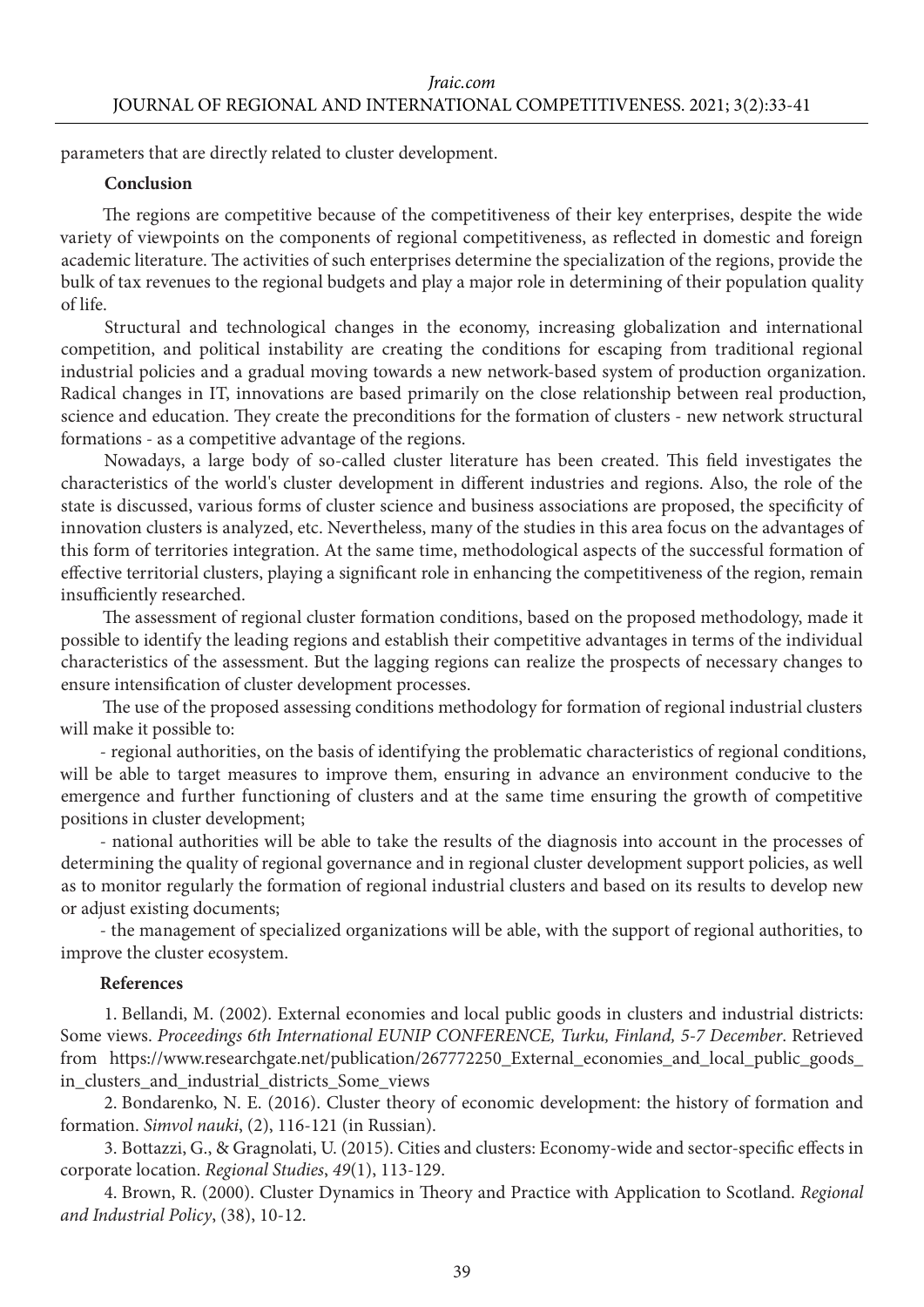parameters that are directly related to cluster development.

## Conclusion

The regions are competitive because of the competitiveness of their key enterprises, despite the wide variety of viewpoints on the components of regional competitiveness, as reflected in domestic and foreign academic literature. The activities of such enterprises determine the specialization of the regions, provide the bulk of tax revenues to the regional budgets and play a major role in determining of their population quality of life.

Structural and technological changes in the economy, increasing globalization and international competition, and political instability are creating the conditions for escaping from traditional regional industrial policies and a gradual moving towards a new network-based system of production organization. Radical changes in IT, innovations are based primarily on the close relationship between real production, science and education. They create the preconditions for the formation of clusters - new network structural formations - as a competitive advantage of the regions.

Nowadays, a large body of so-called cluster literature has been created. This field investigates the characteristics of the world's cluster development in different industries and regions. Also, the role of the state is discussed, various forms of cluster science and business associations are proposed, the specificity of innovation clusters is analyzed, etc. Nevertheless, many of the studies in this area focus on the advantages of this form of territories integration. At the same time, methodological aspects of the successful formation of effective territorial clusters, playing a significant role in enhancing the competitiveness of the region, remain insufficiently researched.

The assessment of regional cluster formation conditions, based on the proposed methodology, made it possible to identify the leading regions and establish their competitive advantages in terms of the individual characteristics of the assessment. But the lagging regions can realize the prospects of necessary changes to ensure intensification of cluster development processes.

The use of the proposed assessing conditions methodology for formation of regional industrial clusters will make it possible to:

- regional authorities, on the basis of identifying the problematic characteristics of regional conditions, will be able to target measures to improve them, ensuring in advance an environment conducive to the emergence and further functioning of clusters and at the same time ensuring the growth of competitive positions in cluster development;
- national authorities will be able to take the results of the diagnosis into account in the processes of determining the quality of regional governance and in regional cluster development support policies, as well as to monitor regularly the formation of regional industrial clusters and based on its results to develop new or adjust existing documents;
- the management of specialized organizations will be able, with the support of regional authorities, to improve the cluster ecosystem.

## References

1. Bellandi, M. (2002). External economies and local public goods in clusters and industrial districts: Some views. *Proceedings 6th International EUNIP CONFERENCE, Turku, Finland, 5-7 December*. Retrieved from https://www.researchgate.net/publication/267772250_External_economies_and_local_public_goods_in_clusters_and_industrial_districts_Some_views

2. Bondarenko, N. E. (2016). Cluster theory of economic development: the history of formation and formation. *Simvol nauki*, (2), 116-121 (in Russian).

3. Bottazzi, G., & Gragnolati, U. (2015). Cities and clusters: Economy-wide and sector-specific effects in corporate location. *Regional Studies*, *49*(1), 113-129.

4. Brown, R. (2000). Cluster Dynamics in Theory and Practice with Application to Scotland. *Regional and Industrial Policy*, (38), 10-12.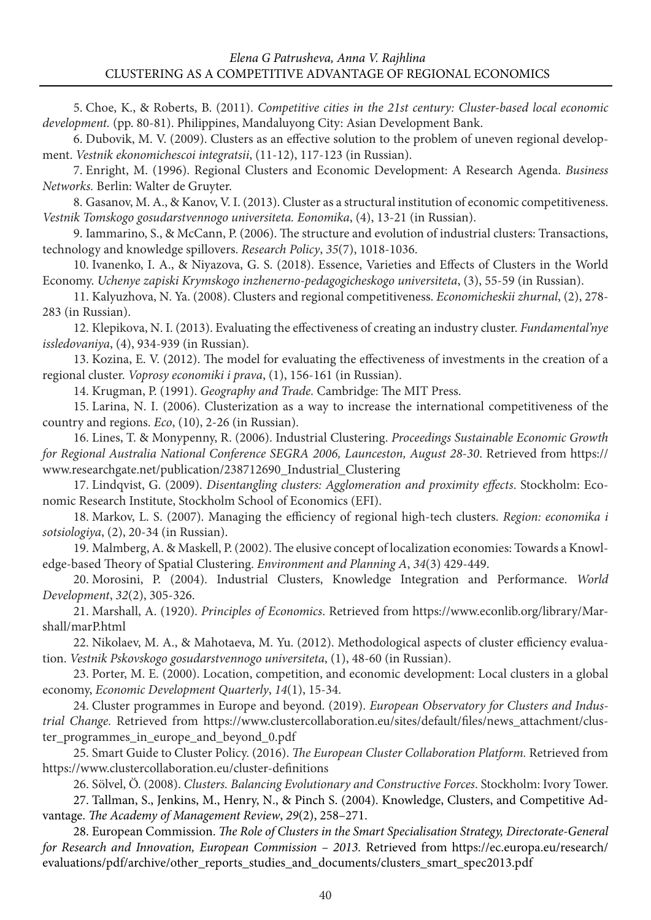5. Choe, K., & Roberts, B. (2011). *Competitive cities in the 21st century: Cluster-based local economic development.* (pp. 80-81). Philippines, Mandaluyong City: Asian Development Bank.

6. Dubovik, M. V. (2009). Clusters as an effective solution to the problem of uneven regional development. *Vestnik ekonomichescoi integratsii*, (11-12), 117-123 (in Russian).

7. Enright, M. (1996). Regional Clusters and Economic Development: A Research Agenda. *Business Networks.* Berlin: Walter de Gruyter.

8. Gasanov, M. A., & Kanov, V. I. (2013). Cluster as a structural institution of economic competitiveness. *Vestnik Tomskogo gosudarstvennogo universiteta. Eonomika*, (4), 13-21 (in Russian).

9. Iammarino, S., & McCann, P. (2006). The structure and evolution of industrial clusters: Transactions, technology and knowledge spillovers. *Research Policy*, *35*(7), 1018-1036.

10. Ivanenko, I. A., & Niyazova, G. S. (2018). Essence, Varieties and Effects of Clusters in the World Economy. *Uchenye zapiski Krymskogo inzhenerno-pedagogicheskogo universiteta*, (3), 55-59 (in Russian).

11. Kalyuzhova, N. Ya. (2008). Clusters and regional competitiveness. *Economicheskii zhurnal*, (2), 278-283 (in Russian).

12. Klepikova, N. I. (2013). Evaluating the effectiveness of creating an industry cluster. *Fundamental'nye issledovaniya*, (4), 934-939 (in Russian).

13. Kozina, E. V. (2012). The model for evaluating the effectiveness of investments in the creation of a regional cluster. *Voprosy economiki i prava*, (1), 156-161 (in Russian).

14. Krugman, P. (1991). *Geography and Trade.* Cambridge: The MIT Press.

15. Larina, N. I. (2006). Clusterization as a way to increase the international competitiveness of the country and regions. *Eco*, (10), 2-26 (in Russian).

16. Lines, T. & Monypenny, R. (2006). Industrial Clustering. *Proceedings Sustainable Economic Growth for Regional Australia National Conference SEGRA 2006, Launceston, August 28-30*. Retrieved from https://www.researchgate.net/publication/238712690_Industrial_Clustering

17. Lindqvist, G. (2009). *Disentangling clusters: Agglomeration and proximity effects*. Stockholm: Economic Research Institute, Stockholm School of Economics (EFI).

18. Markov, L. S. (2007). Managing the efficiency of regional high-tech clusters. *Region: economika i sotsiologiya*, (2), 20-34 (in Russian).

19. Malmberg, A. & Maskell, P. (2002). The elusive concept of localization economies: Towards a Knowledge-based Theory of Spatial Clustering. *Environment and Planning A*, *34*(3) 429-449.

20. Morosini, P. (2004). Industrial Clusters, Knowledge Integration and Performance. *World Development*, *32*(2), 305-326.

21. Marshall, A. (1920). *Principles of Economics*. Retrieved from https://www.econlib.org/library/Marshall/marP.html

22. Nikolaev, M. A., & Mahotaeva, M. Yu. (2012). Methodological aspects of cluster efficiency evaluation. *Vestnik Pskovskogo gosudarstvennogo universiteta*, (1), 48-60 (in Russian).

23. Porter, M. E. (2000). Location, competition, and economic development: Local clusters in a global economy, *Economic Development Quarterly*, *14*(1), 15-34.

24. Cluster programmes in Europe and beyond. (2019). *European Observatory for Clusters and Industrial Change.* Retrieved from https://www.clustercollaboration.eu/sites/default/files/news_attachment/cluster_programmes_in_europe_and_beyond_0.pdf

25. Smart Guide to Cluster Policy. (2016). *The European Cluster Collaboration Platform.* Retrieved from https://www.clustercollaboration.eu/cluster-definitions

26. Sölvel, Ö. (2008). *Clusters. Balancing Evolutionary and Constructive Forces*. Stockholm: Ivory Tower.

27. Tallman, S., Jenkins, M., Henry, N., & Pinch S. (2004). Knowledge, Clusters, and Competitive Advantage. *The Academy of Management Review*, *29*(2), 258–271.

28. European Commission. *The Role of Clusters in the Smart Specialisation Strategy, Directorate-General for Research and Innovation, European Commission – 2013.* Retrieved from https://ec.europa.eu/research/evaluations/pdf/archive/other_reports_studies_and_documents/clusters_smart_spec2013.pdf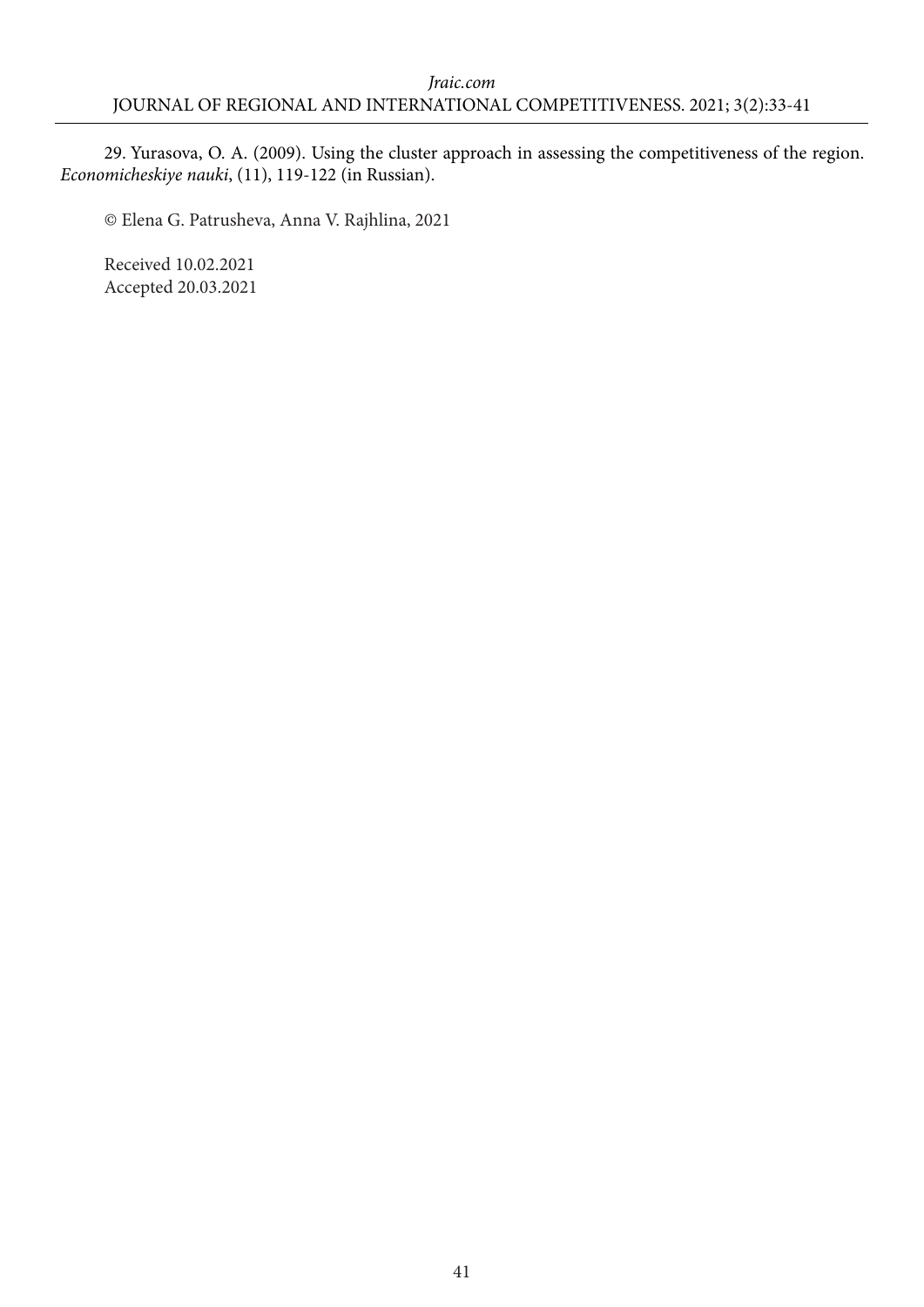29. Yurasova, O. A. (2009). Using the cluster approach in assessing the competitiveness of the region. *Economicheskiye nauki*, (11), 119-122 (in Russian).

© Elena G. Patrusheva, Anna V. Rajhlina, 2021

Received 10.02.2021
Accepted 20.03.2021